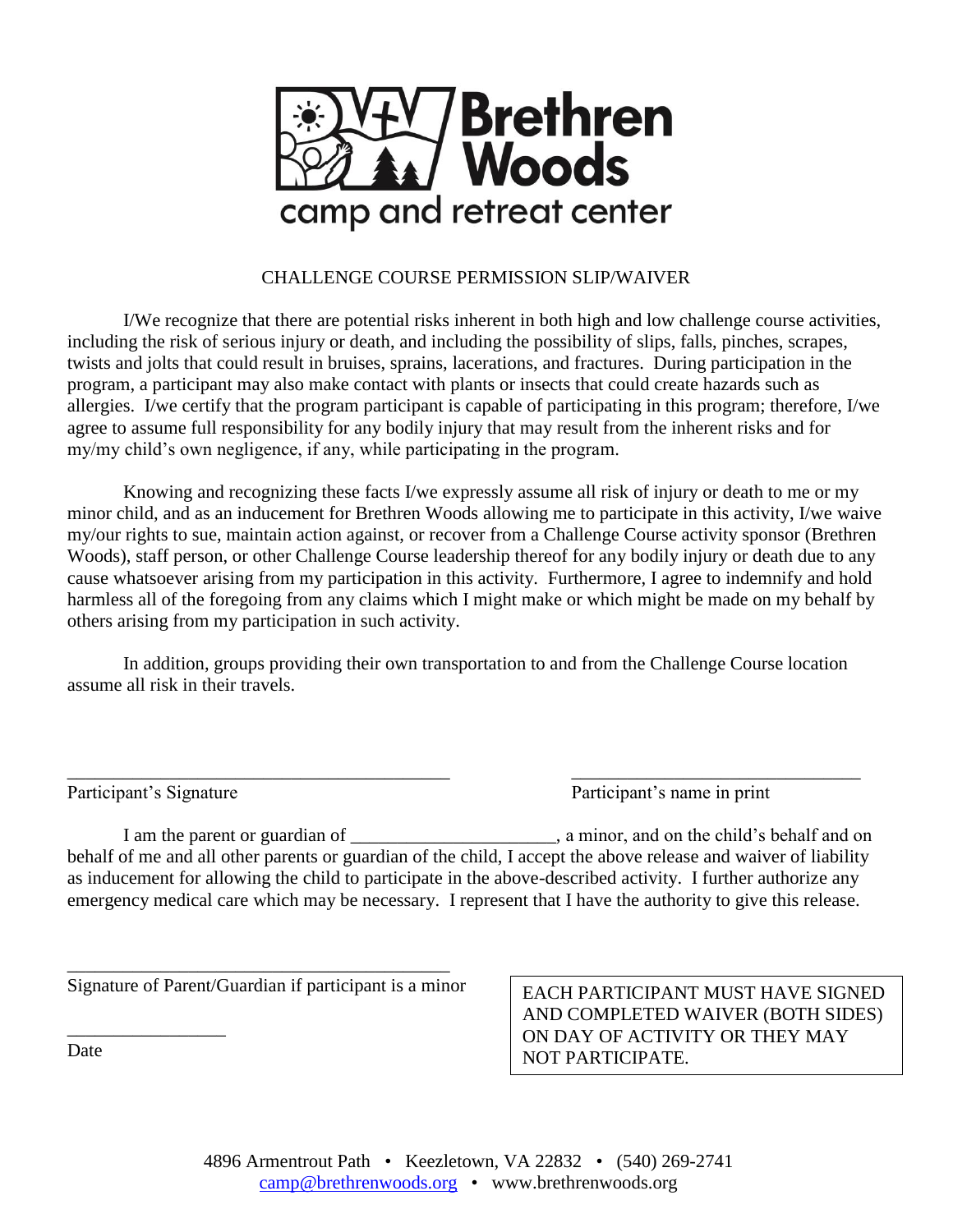# Brethren Woods

camp and retreat center

## CHALLENGE COURSE PERMISSION SLIP/WAIVER

I/We recognize that there are potential risks inherent in both high and low challenge course activities, including the risk of serious injury or death, and including the possibility of slips, falls, pinches, scrapes, twists and jolts that could result in bruises, sprains, lacerations, and fractures. During participation in the program, a participant may also make contact with plants or insects that could create hazards such as allergies. I/we certify that the program participant is capable of participating in this program; therefore, I/we agree to assume full responsibility for any bodily injury that may result from the inherent risks and for my/my child's own negligence, if any, while participating in the program.

Knowing and recognizing these facts I/we expressly assume all risk of injury or death to me or my minor child, and as an inducement for Brethren Woods allowing me to participate in this activity, I/we waive my/our rights to sue, maintain action against, or recover from a Challenge Course activity sponsor (Brethren Woods), staff person, or other Challenge Course leadership thereof for any bodily injury or death due to any cause whatsoever arising from my participation in this activity. Furthermore, I agree to indemnify and hold harmless all of the foregoing from any claims which I might make or which might be made on my behalf by others arising from my participation in such activity.

In addition, groups providing their own transportation to and from the Challenge Course location assume all risk in their travels.

\_\_\_\_\_\_\_\_\_\_\_\_\_\_\_\_\_\_\_\_\_\_\_\_\_\_\_\_\_\_\_\_\_\_\_\_\_\_\_\_\_\_ \_\_\_\_\_\_\_\_\_\_\_\_\_\_\_\_\_\_\_\_\_\_\_\_\_\_\_\_\_\_\_\_
Participant's Signature Participant's name in print

I am the parent or guardian of \_\_\_\_\_\_\_\_\_\_\_\_\_\_\_\_\_\_\_\_\_\_, a minor, and on the child's behalf and on behalf of me and all other parents or guardian of the child, I accept the above release and waiver of liability as inducement for allowing the child to participate in the above-described activity. I further authorize any emergency medical care which may be necessary. I represent that I have the authority to give this release.

\_\_\_\_\_\_\_\_\_\_\_\_\_\_\_\_\_\_\_\_\_\_\_\_\_\_\_\_\_\_\_\_\_\_\_\_\_\_\_\_\_\_
Signature of Parent/Guardian if participant is a minor

\_\_\_\_\_\_\_\_\_\_\_\_\_\_\_\_\_
Date

EACH PARTICIPANT MUST HAVE SIGNED AND COMPLETED WAIVER (BOTH SIDES) ON DAY OF ACTIVITY OR THEY MAY NOT PARTICIPATE.

4896 Armentrout Path • Keezletown, VA 22832 • (540) 269-2741
camp@brethrenwoods.org • www.brethrenwoods.org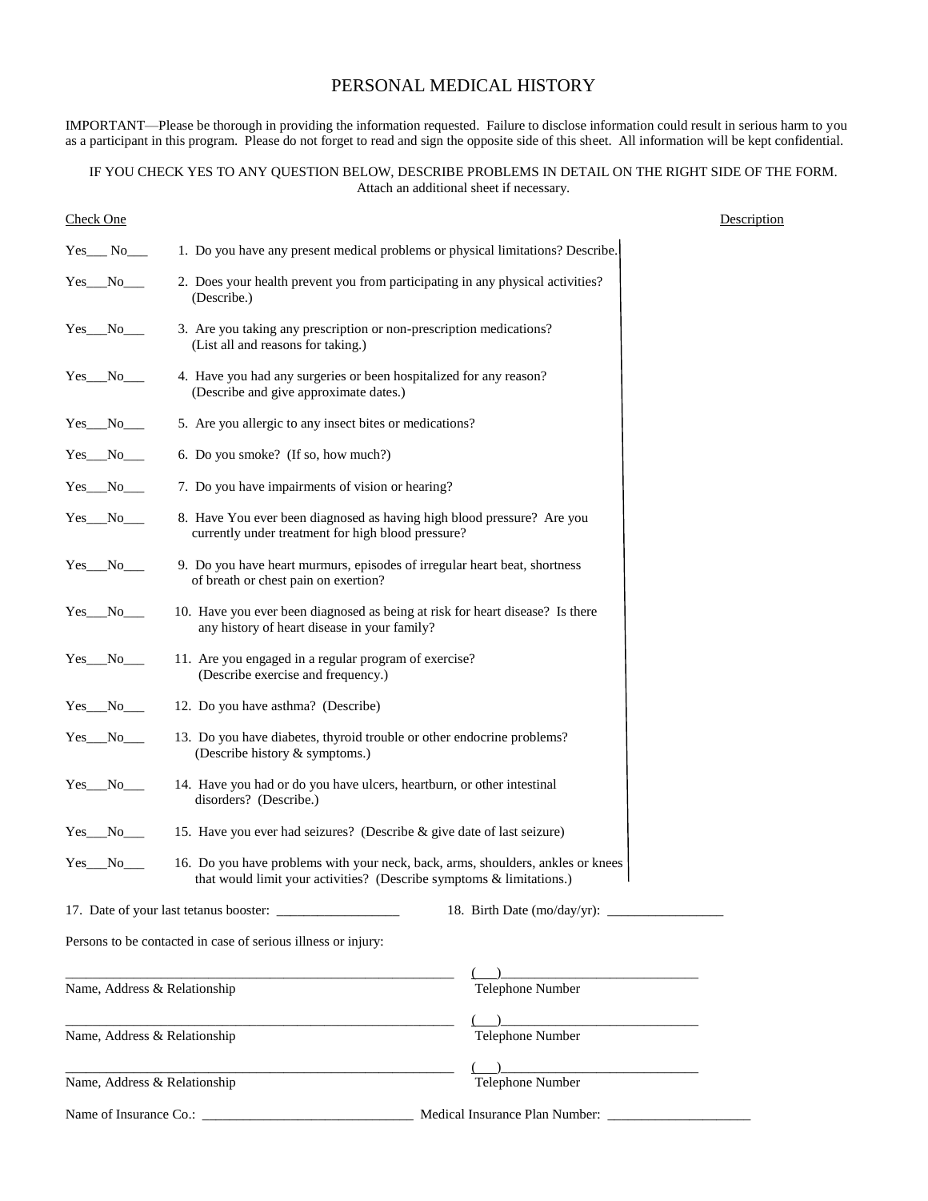# PERSONAL MEDICAL HISTORY

IMPORTANT—Please be thorough in providing the information requested. Failure to disclose information could result in serious harm to you as a participant in this program. Please do not forget to read and sign the opposite side of this sheet. All information will be kept confidential.

IF YOU CHECK YES TO ANY QUESTION BELOW, DESCRIBE PROBLEMS IN DETAIL ON THE RIGHT SIDE OF THE FORM. Attach an additional sheet if necessary.

| Check One | | Description |
|---|---|---|
| Yes___ No___ | 1. Do you have any present medical problems or physical limitations? Describe. | |
| Yes___No___ | 2. Does your health prevent you from participating in any physical activities? (Describe.) | |
| Yes___No___ | 3. Are you taking any prescription or non-prescription medications? (List all and reasons for taking.) | |
| Yes___No___ | 4. Have you had any surgeries or been hospitalized for any reason? (Describe and give approximate dates.) | |
| Yes___No___ | 5. Are you allergic to any insect bites or medications? | |
| Yes___No___ | 6. Do you smoke? (If so, how much?) | |
| Yes___No___ | 7. Do you have impairments of vision or hearing? | |
| Yes___No___ | 8. Have You ever been diagnosed as having high blood pressure? Are you currently under treatment for high blood pressure? | |
| Yes___No___ | 9. Do you have heart murmurs, episodes of irregular heart beat, shortness of breath or chest pain on exertion? | |
| Yes___No___ | 10. Have you ever been diagnosed as being at risk for heart disease? Is there any history of heart disease in your family? | |
| Yes___No___ | 11. Are you engaged in a regular program of exercise? (Describe exercise and frequency.) | |
| Yes___No___ | 12. Do you have asthma? (Describe) | |
| Yes___No___ | 13. Do you have diabetes, thyroid trouble or other endocrine problems? (Describe history & symptoms.) | |
| Yes___No___ | 14. Have you had or do you have ulcers, heartburn, or other intestinal disorders? (Describe.) | |
| Yes___No___ | 15. Have you ever had seizures? (Describe & give date of last seizure) | |
| Yes___No___ | 16. Do you have problems with your neck, back, arms, shoulders, ankles or knees that would limit your activities? (Describe symptoms & limitations.) | |

17. Date of your last tetanus booster: __________________ 18. Birth Date (mo/day/yr): _________________

Persons to be contacted in case of serious illness or injury:

___________________________________________________________ (___)_____________________________
Name, Address & Relationship Telephone Number

___________________________________________________________ (___)_____________________________
Name, Address & Relationship Telephone Number

___________________________________________________________ (___)_____________________________
Name, Address & Relationship Telephone Number

Name of Insurance Co.: _______________________________ Medical Insurance Plan Number: _____________________